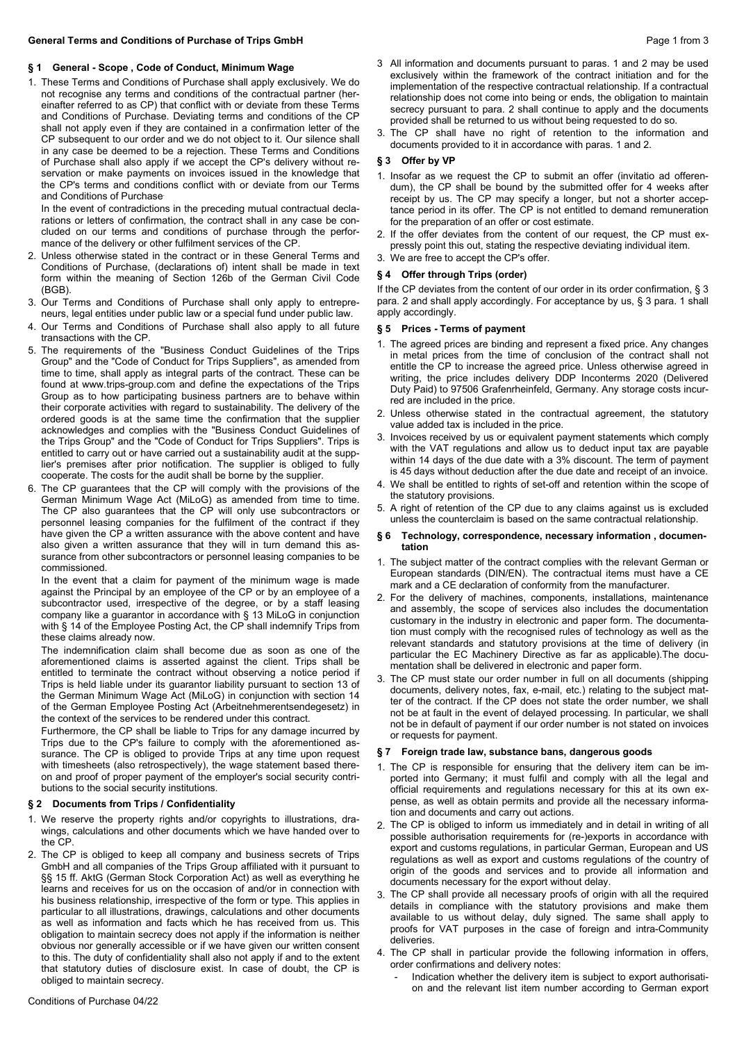## § 1 General - Scope , Code of Conduct, Minimum Wage

1. These Terms and Conditions of Purchase shall apply exclusively. We do not recognise any terms and conditions of the contractual partner (hereinafter referred to as CP) that conflict with or deviate from these Terms and Conditions of Purchase. Deviating terms and conditions of the CP shall not apply even if they are contained in a confirmation letter of the CP subsequent to our order and we do not object to it. Our silence shall in any case be deemed to be a rejection. These Terms and Conditions of Purchase shall also apply if we accept the CP's delivery without reservation or make payments on invoices issued in the knowledge that the CP's terms and conditions conflict with or deviate from our Terms and Conditions of Purchase.

   In the event of contradictions in the preceding mutual contractual declarations or letters of confirmation, the contract shall in any case be concluded on our terms and conditions of purchase through the performance of the delivery or other fulfilment services of the CP.
2. Unless otherwise stated in the contract or in these General Terms and Conditions of Purchase, (declarations of) intent shall be made in text form within the meaning of Section 126b of the German Civil Code (BGB).
3. Our Terms and Conditions of Purchase shall only apply to entrepreneurs, legal entities under public law or a special fund under public law.
4. Our Terms and Conditions of Purchase shall also apply to all future transactions with the CP.
5. The requirements of the "Business Conduct Guidelines of the Trips Group" and the "Code of Conduct for Trips Suppliers", as amended from time to time, shall apply as integral parts of the contract. These can be found at www.trips-group.com and define the expectations of the Trips Group as to how participating business partners are to behave within their corporate activities with regard to sustainability. The delivery of the ordered goods is at the same time the confirmation that the supplier acknowledges and complies with the "Business Conduct Guidelines of the Trips Group" and the "Code of Conduct for Trips Suppliers". Trips is entitled to carry out or have carried out a sustainability audit at the supplier's premises after prior notification. The supplier is obliged to fully cooperate. The costs for the audit shall be borne by the supplier.
6. The CP guarantees that the CP will comply with the provisions of the German Minimum Wage Act (MiLoG) as amended from time to time. The CP also guarantees that the CP will only use subcontractors or personnel leasing companies for the fulfilment of the contract if they have given the CP a written assurance with the above content and have also given a written assurance that they will in turn demand this assurance from other subcontractors or personnel leasing companies to be commissioned.

   In the event that a claim for payment of the minimum wage is made against the Principal by an employee of the CP or by an employee of a subcontractor used, irrespective of the degree, or by a staff leasing company like a guarantor in accordance with § 13 MiLoG in conjunction with § 14 of the Employee Posting Act, the CP shall indemnify Trips from these claims already now.

   The indemnification claim shall become due as soon as one of the aforementioned claims is asserted against the client. Trips shall be entitled to terminate the contract without observing a notice period if Trips is held liable under its guarantor liability pursuant to section 13 of the German Minimum Wage Act (MiLoG) in conjunction with section 14 of the German Employee Posting Act (Arbeitnehmerentsendegesetz) in the context of the services to be rendered under this contract.

   Furthermore, the CP shall be liable to Trips for any damage incurred by Trips due to the CP's failure to comply with the aforementioned assurance. The CP is obliged to provide Trips at any time upon request with timesheets (also retrospectively), the wage statement based thereon and proof of proper payment of the employer's social security contributions to the social security institutions.

## § 2 Documents from Trips / Confidentiality

1. We reserve the property rights and/or copyrights to illustrations, drawings, calculations and other documents which we have handed over to the CP.
2. The CP is obliged to keep all company and business secrets of Trips GmbH and all companies of the Trips Group affiliated with it pursuant to §§ 15 ff. AktG (German Stock Corporation Act) as well as everything he learns and receives for us on the occasion of and/or in connection with his business relationship, irrespective of the form or type. This applies in particular to all illustrations, drawings, calculations and other documents as well as information and facts which he has received from us. This obligation to maintain secrecy does not apply if the information is neither obvious nor generally accessible or if we have given our written consent to this. The duty of confidentiality shall also not apply if and to the extent that statutory duties of disclosure exist. In case of doubt, the CP is obliged to maintain secrecy.
3. All information and documents pursuant to paras. 1 and 2 may be used exclusively within the framework of the contract initiation and for the implementation of the respective contractual relationship. If a contractual relationship does not come into being or ends, the obligation to maintain secrecy pursuant to para. 2 shall continue to apply and the documents provided shall be returned to us without being requested to do so.
3. The CP shall have no right of retention to the information and documents provided to it in accordance with paras. 1 and 2.

## § 3 Offer by VP

1. Insofar as we request the CP to submit an offer (invitatio ad offerendum), the CP shall be bound by the submitted offer for 4 weeks after receipt by us. The CP may specify a longer, but not a shorter acceptance period in its offer. The CP is not entitled to demand remuneration for the preparation of an offer or cost estimate.
2. If the offer deviates from the content of our request, the CP must expressly point this out, stating the respective deviating individual item.
3. We are free to accept the CP's offer.

## § 4 Offer through Trips (order)

If the CP deviates from the content of our order in its order confirmation, § 3 para. 2 and shall apply accordingly. For acceptance by us, § 3 para. 1 shall apply accordingly.

## § 5 Prices - Terms of payment

1. The agreed prices are binding and represent a fixed price. Any changes in metal prices from the time of conclusion of the contract shall not entitle the CP to increase the agreed price. Unless otherwise agreed in writing, the price includes delivery DDP Inconterms 2020 (Delivered Duty Paid) to 97506 Grafenrheinfeld, Germany. Any storage costs incurred are included in the price.
2. Unless otherwise stated in the contractual agreement, the statutory value added tax is included in the price.
3. Invoices received by us or equivalent payment statements which comply with the VAT regulations and allow us to deduct input tax are payable within 14 days of the due date with a 3% discount. The term of payment is 45 days without deduction after the due date and receipt of an invoice.
4. We shall be entitled to rights of set-off and retention within the scope of the statutory provisions.
5. A right of retention of the CP due to any claims against us is excluded unless the counterclaim is based on the same contractual relationship.

## § 6 Technology, correspondence, necessary information , documentation

1. The subject matter of the contract complies with the relevant German or European standards (DIN/EN). The contractual items must have a CE mark and a CE declaration of conformity from the manufacturer.
2. For the delivery of machines, components, installations, maintenance and assembly, the scope of services also includes the documentation customary in the industry in electronic and paper form. The documentation must comply with the recognised rules of technology as well as the relevant standards and statutory provisions at the time of delivery (in particular the EC Machinery Directive as far as applicable).The documentation shall be delivered in electronic and paper form.
3. The CP must state our order number in full on all documents (shipping documents, delivery notes, fax, e-mail, etc.) relating to the subject matter of the contract. If the CP does not state the order number, we shall not be at fault in the event of delayed processing. In particular, we shall not be in default of payment if our order number is not stated on invoices or requests for payment.

## § 7 Foreign trade law, substance bans, dangerous goods

1. The CP is responsible for ensuring that the delivery item can be imported into Germany; it must fulfil and comply with all the legal and official requirements and regulations necessary for this at its own expense, as well as obtain permits and provide all the necessary information and documents and carry out actions.
2. The CP is obliged to inform us immediately and in detail in writing of all possible authorisation requirements for (re-)exports in accordance with export and customs regulations, in particular German, European and US regulations as well as export and customs regulations of the country of origin of the goods and services and to provide all information and documents necessary for the export without delay.
3. The CP shall provide all necessary proofs of origin with all the required details in compliance with the statutory provisions and make them available to us without delay, duly signed. The same shall apply to proofs for VAT purposes in the case of foreign and intra-Community deliveries.
4. The CP shall in particular provide the following information in offers, order confirmations and delivery notes:
   - Indication whether the delivery item is subject to export authorisation and the relevant list item number according to German export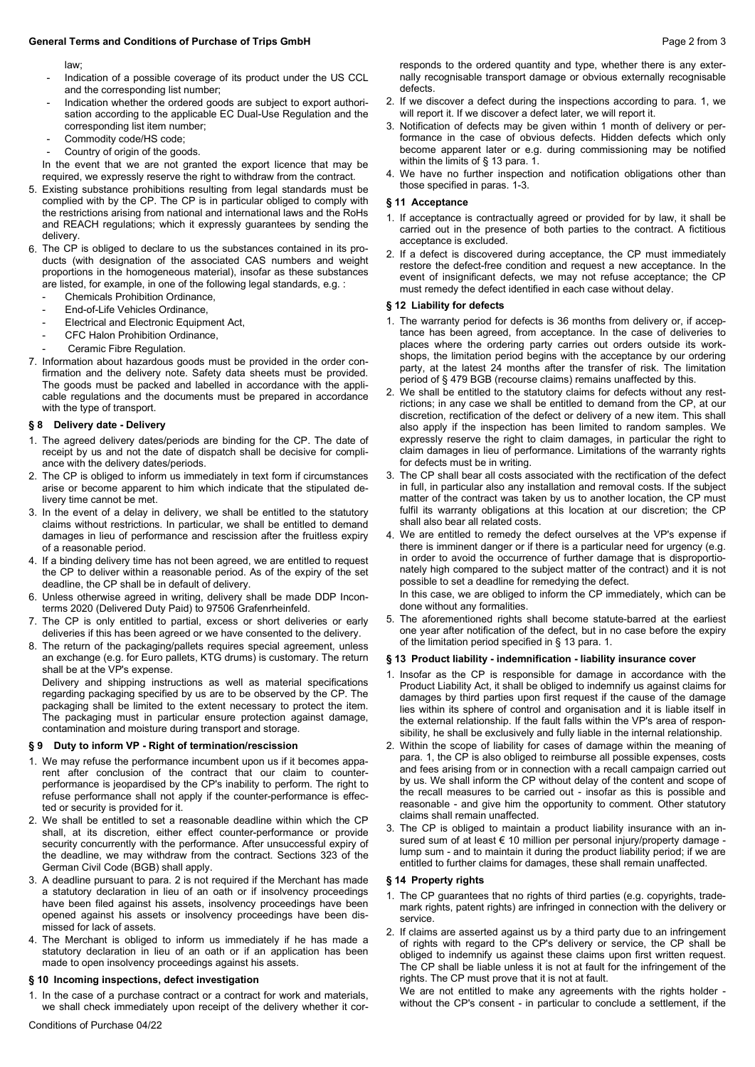law;

- Indication of a possible coverage of its product under the US CCL and the corresponding list number;
- Indication whether the ordered goods are subject to export authorisation according to the applicable EC Dual-Use Regulation and the corresponding list item number;
- Commodity code/HS code;
- Country of origin of the goods.

In the event that we are not granted the export licence that may be required, we expressly reserve the right to withdraw from the contract.

5. Existing substance prohibitions resulting from legal standards must be complied with by the CP. The CP is in particular obliged to comply with the restrictions arising from national and international laws and the RoHs and REACH regulations; which it expressly guarantees by sending the delivery.
6. The CP is obliged to declare to us the substances contained in its products (with designation of the associated CAS numbers and weight proportions in the homogeneous material), insofar as these substances are listed, for example, in one of the following legal standards, e.g. :
   - Chemicals Prohibition Ordinance,
   - End-of-Life Vehicles Ordinance,
   - Electrical and Electronic Equipment Act,
   - CFC Halon Prohibition Ordinance,
   - Ceramic Fibre Regulation.
7. Information about hazardous goods must be provided in the order confirmation and the delivery note. Safety data sheets must be provided. The goods must be packed and labelled in accordance with the applicable regulations and the documents must be prepared in accordance with the type of transport.

## § 8 Delivery date - Delivery

1. The agreed delivery dates/periods are binding for the CP. The date of receipt by us and not the date of dispatch shall be decisive for compliance with the delivery dates/periods.
2. The CP is obliged to inform us immediately in text form if circumstances arise or become apparent to him which indicate that the stipulated delivery time cannot be met.
3. In the event of a delay in delivery, we shall be entitled to the statutory claims without restrictions. In particular, we shall be entitled to demand damages in lieu of performance and rescission after the fruitless expiry of a reasonable period.
4. If a binding delivery time has not been agreed, we are entitled to request the CP to deliver within a reasonable period. As of the expiry of the set deadline, the CP shall be in default of delivery.
6. Unless otherwise agreed in writing, delivery shall be made DDP Inconterms 2020 (Delivered Duty Paid) to 97506 Grafenrheinfeld.
7. The CP is only entitled to partial, excess or short deliveries or early deliveries if this has been agreed or we have consented to the delivery.
8. The return of the packaging/pallets requires special agreement, unless an exchange (e.g. for Euro pallets, KTG drums) is customary. The return shall be at the VP's expense.

   Delivery and shipping instructions as well as material specifications regarding packaging specified by us are to be observed by the CP. The packaging shall be limited to the extent necessary to protect the item. The packaging must in particular ensure protection against damage, contamination and moisture during transport and storage.

## § 9 Duty to inform VP - Right of termination/rescission

1. We may refuse the performance incumbent upon us if it becomes apparent after conclusion of the contract that our claim to counter-performance is jeopardised by the CP's inability to perform. The right to refuse performance shall not apply if the counter-performance is effected or security is provided for it.
2. We shall be entitled to set a reasonable deadline within which the CP shall, at its discretion, either effect counter-performance or provide security concurrently with the performance. After unsuccessful expiry of the deadline, we may withdraw from the contract. Sections 323 of the German Civil Code (BGB) shall apply.
3. A deadline pursuant to para. 2 is not required if the Merchant has made a statutory declaration in lieu of an oath or if insolvency proceedings have been filed against his assets, insolvency proceedings have been opened against his assets or insolvency proceedings have been dismissed for lack of assets.
4. The Merchant is obliged to inform us immediately if he has made a statutory declaration in lieu of an oath or if an application has been made to open insolvency proceedings against his assets.

## § 10 Incoming inspections, defect investigation

1. In the case of a purchase contract or a contract for work and materials, we shall check immediately upon receipt of the delivery whether it corresponds to the ordered quantity and type, whether there is any externally recognisable transport damage or obvious externally recognisable defects.
2. If we discover a defect during the inspections according to para. 1, we will report it. If we discover a defect later, we will report it.
3. Notification of defects may be given within 1 month of delivery or performance in the case of obvious defects. Hidden defects which only become apparent later or e.g. during commissioning may be notified within the limits of § 13 para. 1.
4. We have no further inspection and notification obligations other than those specified in paras. 1-3.

## § 11 Acceptance

1. If acceptance is contractually agreed or provided for by law, it shall be carried out in the presence of both parties to the contract. A fictitious acceptance is excluded.
2. If a defect is discovered during acceptance, the CP must immediately restore the defect-free condition and request a new acceptance. In the event of insignificant defects, we may not refuse acceptance; the CP must remedy the defect identified in each case without delay.

## § 12 Liability for defects

1. The warranty period for defects is 36 months from delivery or, if acceptance has been agreed, from acceptance. In the case of deliveries to places where the ordering party carries out orders outside its workshops, the limitation period begins with the acceptance by our ordering party, at the latest 24 months after the transfer of risk. The limitation period of § 479 BGB (recourse claims) remains unaffected by this.
2. We shall be entitled to the statutory claims for defects without any restrictions; in any case we shall be entitled to demand from the CP, at our discretion, rectification of the defect or delivery of a new item. This shall also apply if the inspection has been limited to random samples. We expressly reserve the right to claim damages, in particular the right to claim damages in lieu of performance. Limitations of the warranty rights for defects must be in writing.
3. The CP shall bear all costs associated with the rectification of the defect in full, in particular also any installation and removal costs. If the subject matter of the contract was taken by us to another location, the CP must fulfil its warranty obligations at this location at our discretion; the CP shall also bear all related costs.
4. We are entitled to remedy the defect ourselves at the VP's expense if there is imminent danger or if there is a particular need for urgency (e.g. in order to avoid the occurrence of further damage that is disproportionately high compared to the subject matter of the contract) and it is not possible to set a deadline for remedying the defect.

   In this case, we are obliged to inform the CP immediately, which can be done without any formalities.
5. The aforementioned rights shall become statute-barred at the earliest one year after notification of the defect, but in no case before the expiry of the limitation period specified in § 13 para. 1.

## § 13 Product liability - indemnification - liability insurance cover

1. Insofar as the CP is responsible for damage in accordance with the Product Liability Act, it shall be obliged to indemnify us against claims for damages by third parties upon first request if the cause of the damage lies within its sphere of control and organisation and it is liable itself in the external relationship. If the fault falls within the VP's area of responsibility, he shall be exclusively and fully liable in the internal relationship.
2. Within the scope of liability for cases of damage within the meaning of para. 1, the CP is also obliged to reimburse all possible expenses, costs and fees arising from or in connection with a recall campaign carried out by us. We shall inform the CP without delay of the content and scope of the recall measures to be carried out - insofar as this is possible and reasonable - and give him the opportunity to comment. Other statutory claims shall remain unaffected.
3. The CP is obliged to maintain a product liability insurance with an insured sum of at least € 10 million per personal injury/property damage - lump sum - and to maintain it during the product liability period; if we are entitled to further claims for damages, these shall remain unaffected.

## § 14 Property rights

1. The CP guarantees that no rights of third parties (e.g. copyrights, trademark rights, patent rights) are infringed in connection with the delivery or service.
2. If claims are asserted against us by a third party due to an infringement of rights with regard to the CP's delivery or service, the CP shall be obliged to indemnify us against these claims upon first written request. The CP shall be liable unless it is not at fault for the infringement of the rights. The CP must prove that it is not at fault.

   We are not entitled to make any agreements with the rights holder - without the CP's consent - in particular to conclude a settlement, if the

Conditions of Purchase 04/22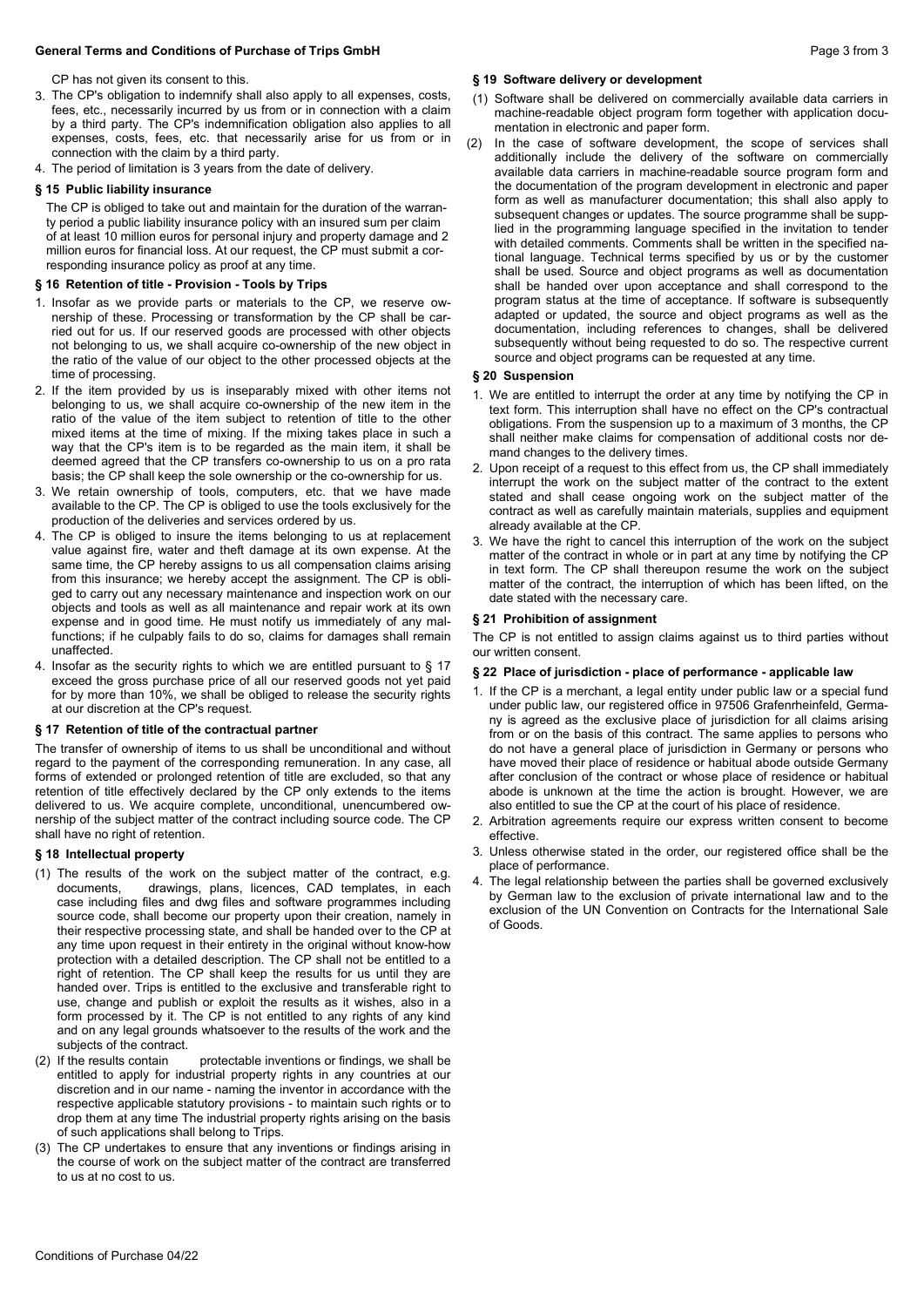CP has not given its consent to this.

3. The CP's obligation to indemnify shall also apply to all expenses, costs, fees, etc., necessarily incurred by us from or in connection with a claim by a third party. The CP's indemnification obligation also applies to all expenses, costs, fees, etc. that necessarily arise for us from or in connection with the claim by a third party.
4. The period of limitation is 3 years from the date of delivery.

### § 15 Public liability insurance

The CP is obliged to take out and maintain for the duration of the warranty period a public liability insurance policy with an insured sum per claim of at least 10 million euros for personal injury and property damage and 2 million euros for financial loss. At our request, the CP must submit a corresponding insurance policy as proof at any time.

### § 16 Retention of title - Provision - Tools by Trips

1. Insofar as we provide parts or materials to the CP, we reserve ownership of these. Processing or transformation by the CP shall be carried out for us. If our reserved goods are processed with other objects not belonging to us, we shall acquire co-ownership of the new object in the ratio of the value of our object to the other processed objects at the time of processing.
2. If the item provided by us is inseparably mixed with other items not belonging to us, we shall acquire co-ownership of the new item in the ratio of the value of the item subject to retention of title to the other mixed items at the time of mixing. If the mixing takes place in such a way that the CP's item is to be regarded as the main item, it shall be deemed agreed that the CP transfers co-ownership to us on a pro rata basis; the CP shall keep the sole ownership or the co-ownership for us.
3. We retain ownership of tools, computers, etc. that we have made available to the CP. The CP is obliged to use the tools exclusively for the production of the deliveries and services ordered by us.
4. The CP is obliged to insure the items belonging to us at replacement value against fire, water and theft damage at its own expense. At the same time, the CP hereby assigns to us all compensation claims arising from this insurance; we hereby accept the assignment. The CP is obliged to carry out any necessary maintenance and inspection work on our objects and tools as well as all maintenance and repair work at its own expense and in good time. He must notify us immediately of any malfunctions; if he culpably fails to do so, claims for damages shall remain unaffected.
4. Insofar as the security rights to which we are entitled pursuant to § 17 exceed the gross purchase price of all our reserved goods not yet paid for by more than 10%, we shall be obliged to release the security rights at our discretion at the CP's request.

### § 17 Retention of title of the contractual partner

The transfer of ownership of items to us shall be unconditional and without regard to the payment of the corresponding remuneration. In any case, all forms of extended or prolonged retention of title are excluded, so that any retention of title effectively declared by the CP only extends to the items delivered to us. We acquire complete, unconditional, unencumbered ownership of the subject matter of the contract including source code. The CP shall have no right of retention.

### § 18 Intellectual property

(1) The results of the work on the subject matter of the contract, e.g. documents, drawings, plans, licences, CAD templates, in each case including files and dwg files and software programmes including source code, shall become our property upon their creation, namely in their respective processing state, and shall be handed over to the CP at any time upon request in their entirety in the original without know-how protection with a detailed description. The CP shall not be entitled to a right of retention. The CP shall keep the results for us until they are handed over. Trips is entitled to the exclusive and transferable right to use, change and publish or exploit the results as it wishes, also in a form processed by it. The CP is not entitled to any rights of any kind and on any legal grounds whatsoever to the results of the work and the subjects of the contract.

(2) If the results contain protectable inventions or findings, we shall be entitled to apply for industrial property rights in any countries at our discretion and in our name - naming the inventor in accordance with the respective applicable statutory provisions - to maintain such rights or to drop them at any time The industrial property rights arising on the basis of such applications shall belong to Trips.

(3) The CP undertakes to ensure that any inventions or findings arising in the course of work on the subject matter of the contract are transferred to us at no cost to us.

### § 19 Software delivery or development

(1) Software shall be delivered on commercially available data carriers in machine-readable object program form together with application documentation in electronic and paper form.

(2) In the case of software development, the scope of services shall additionally include the delivery of the software on commercially available data carriers in machine-readable source program form and the documentation of the program development in electronic and paper form as well as manufacturer documentation; this shall also apply to subsequent changes or updates. The source programme shall be supplied in the programming language specified in the invitation to tender with detailed comments. Comments shall be written in the specified national language. Technical terms specified by us or by the customer shall be used. Source and object programs as well as documentation shall be handed over upon acceptance and shall correspond to the program status at the time of acceptance. If software is subsequently adapted or updated, the source and object programs as well as the documentation, including references to changes, shall be delivered subsequently without being requested to do so. The respective current source and object programs can be requested at any time.

### § 20 Suspension

1. We are entitled to interrupt the order at any time by notifying the CP in text form. This interruption shall have no effect on the CP's contractual obligations. From the suspension up to a maximum of 3 months, the CP shall neither make claims for compensation of additional costs nor demand changes to the delivery times.
2. Upon receipt of a request to this effect from us, the CP shall immediately interrupt the work on the subject matter of the contract to the extent stated and shall cease ongoing work on the subject matter of the contract as well as carefully maintain materials, supplies and equipment already available at the CP.
3. We have the right to cancel this interruption of the work on the subject matter of the contract in whole or in part at any time by notifying the CP in text form. The CP shall thereupon resume the work on the subject matter of the contract, the interruption of which has been lifted, on the date stated with the necessary care.

### § 21 Prohibition of assignment

The CP is not entitled to assign claims against us to third parties without our written consent.

### § 22 Place of jurisdiction - place of performance - applicable law

1. If the CP is a merchant, a legal entity under public law or a special fund under public law, our registered office in 97506 Grafenrheinfeld, Germany is agreed as the exclusive place of jurisdiction for all claims arising from or on the basis of this contract. The same applies to persons who do not have a general place of jurisdiction in Germany or persons who have moved their place of residence or habitual abode outside Germany after conclusion of the contract or whose place of residence or habitual abode is unknown at the time the action is brought. However, we are also entitled to sue the CP at the court of his place of residence.
2. Arbitration agreements require our express written consent to become effective.
3. Unless otherwise stated in the order, our registered office shall be the place of performance.
4. The legal relationship between the parties shall be governed exclusively by German law to the exclusion of private international law and to the exclusion of the UN Convention on Contracts for the International Sale of Goods.

Conditions of Purchase 04/22